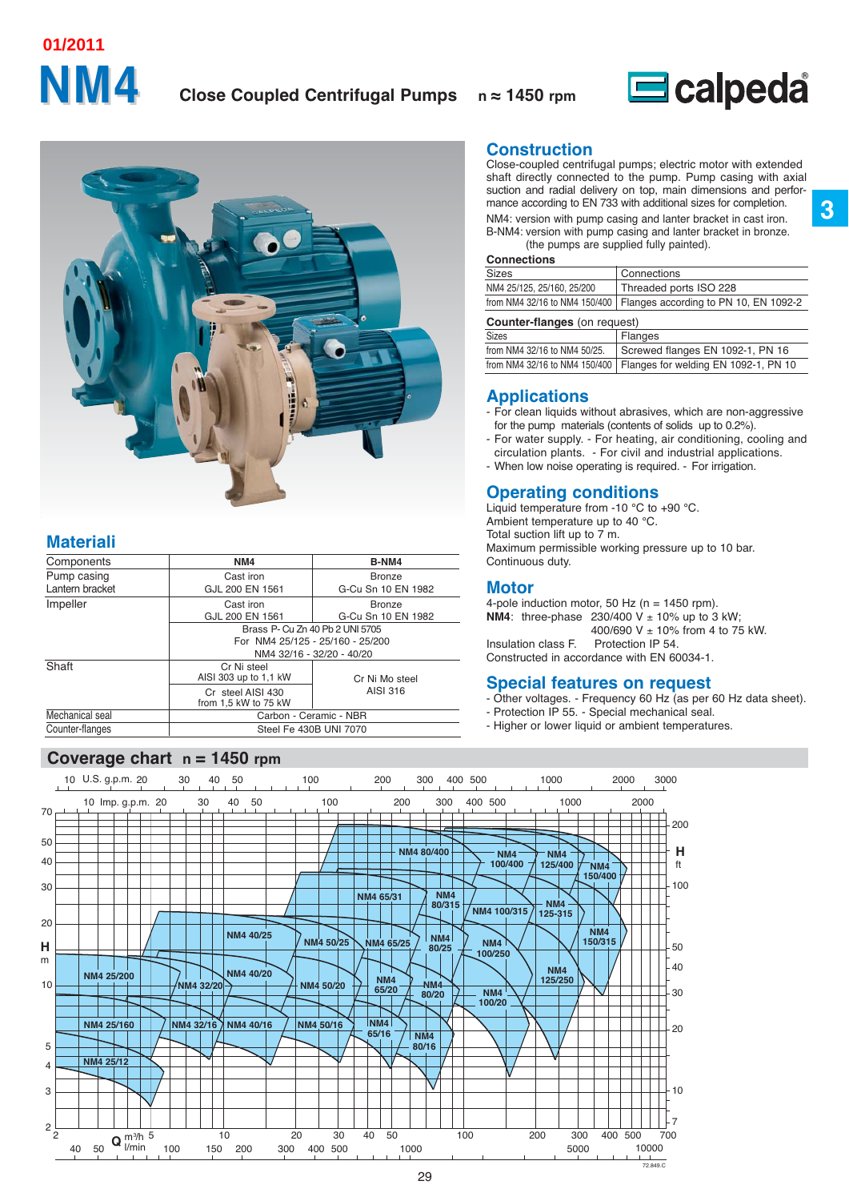01/2011

# NM4

**Close Coupled Centrifugal Pumps** n ≈ 1450 rpm

## Construction

Close-coupled centrifugal pumps; electric motor with extended shaft directly connected to the pump. Pump casing with axial suction and radial delivery on top, main dimensions and performance according to EN 733 with additional sizes for completion.

NM4: version with pump casing and lantern bracket in cast iron.
B-NM4: version with pump casing and lantern bracket in bronze.
(the pumps are supplied fully painted).

**Connections**

| Sizes | Connections |
|---|---|
| NM4 25/125, 25/160, 25/200 | Threaded ports ISO 228 |
| from NM4 32/16 to NM4 150/400 | Flanges according to PN 10, EN 1092-2 |

**Counter-flanges** (on request)

| Sizes | Flanges |
|---|---|
| from NM4 32/16 to NM4 50/25. | Screwed flanges EN 1092-1, PN 16 |
| from NM4 32/16 to NM4 150/400 | Flanges for welding EN 1092-1, PN 10 |

## Applications

- For clean liquids without abrasives, which are non-aggressive for the pump materials (contents of solids up to 0.2%).
- For water supply. - For heating, air conditioning, cooling and circulation plants. - For civil and industrial applications.
- When low noise operating is required. - For irrigation.

## Operating conditions

Liquid temperature from -10 °C to +90 °C.
Ambient temperature up to 40 °C.
Total suction lift up to 7 m.
Maximum permissible working pressure up to 10 bar.
Continuous duty.

## Motor

4-pole induction motor, 50 Hz (n = 1450 rpm).
**NM4**: three-phase 230/400 V ± 10% up to 3 kW;
400/690 V ± 10% from 4 to 75 kW.
Insulation class F. Protection IP 54.
Constructed in accordance with EN 60034-1.

## Special features on request

- Other voltages. - Frequency 60 Hz (as per 60 Hz data sheet).
- Protection IP 55. - Special mechanical seal.
- Higher or lower liquid or ambient temperatures.

## Materiali

| Components | NM4 | B-NM4 |
|---|---|---|
| Pump casing<br>Lantern bracket | Cast iron<br>GJL 200 EN 1561 | Bronze<br>G-Cu Sn 10 EN 1982 |
| Impeller | Cast iron<br>GJL 200 EN 1561 | Bronze<br>G-Cu Sn 10 EN 1982 |
| | Brass P- Cu Zn 40 Pb 2 UNI 5705<br>For NM4 25/125 - 25/160 - 25/200<br>NM4 32/16 - 32/20 - 40/20 | |
| Shaft | Cr Ni steel<br>AISI 303 up to 1,1 kW | Cr Ni Mo steel<br>AISI 316 |
| | Cr steel AISI 430<br>from 1,5 kW to 75 kW | |
| Mechanical seal | Carbon - Ceramic - NBR | |
| Counter-flanges | Steel Fe 430B UNI 7070 | |

## Coverage chart n = 1450 rpm

Chart labels: NM4 25/200, NM4 25/160, NM4 25/12, NM4 32/20, NM4 32/16, NM4 40/25, NM4 40/20, NM4 40/16, NM4 50/25, NM4 50/20, NM4 50/16, NM4 65/31, NM4 65/25, NM4 65/20, NM4 65/16, NM4 80/400, NM4 80/315, NM4 80/25, NM4 80/20, NM4 80/16, NM4 100/400, NM4 100/315, NM4 100/250, NM4 100/200, NM4 125/400, NM4 125-315, NM4 125/250, NM4 150/400, NM4 150/315

Axes: H (m) 2–70; H (ft) 7–200; Q m³/h 2–700; l/min 40–10000; U.S. g.p.m. 10–3000; Imp. g.p.m. 10–2000

72.849.C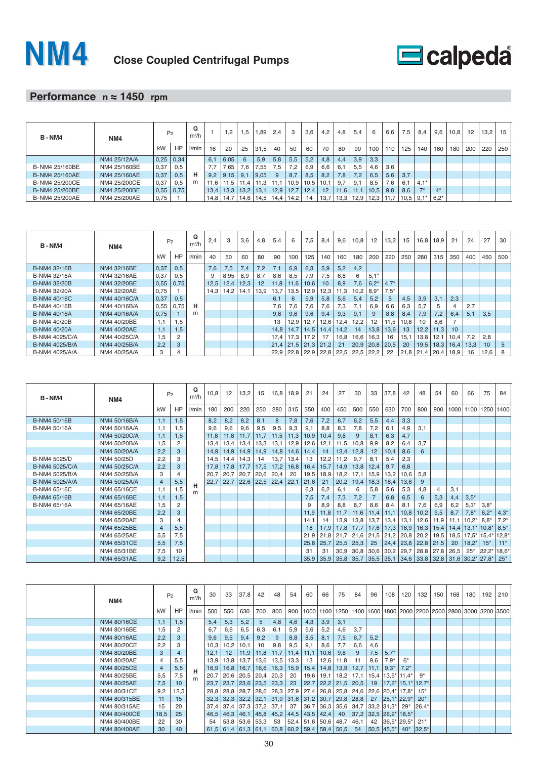# NM4

## Close Coupled Centrifugal Pumps

calpeda

## Performance n ≈ 1450 rpm

| B - NM4 | NM4 | P2 | | Q m³/h | 1 | 1,2 | 1,5 | 1,89 | 2,4 | 3 | 3,6 | 4,2 | 4,8 | 5,4 | 6 | 6,6 | 7,5 | 8,4 | 9,6 | 10,8 | 12 | 13,2 | 15 |
|---|---|---|---|---|---|---|---|---|---|---|---|---|---|---|---|---|---|---|---|---|---|---|---|
| | | kW | HP | l/min | 16 | 20 | 25 | 31,5 | 40 | 50 | 60 | 70 | 80 | 90 | 100 | 110 | 125 | 140 | 160 | 180 | 200 | 220 | 250 |
| | NM4 25/12A/A | 0,25 | 0,34 | H m | 6,1 | 6,05 | 6 | 5,9 | 5,8 | 5,5 | 5,2 | 4,8 | 4,4 | 3,9 | 3,3 | | | | | | | | |
| B- NM4 25/160BE | NM4 25/160BE | 0,37 | 0,5 | | 7,7 | 7,65 | 7,6 | 7,55 | 7,5 | 7,2 | 6,9 | 6,6 | 6,1 | 5,5 | 4,6 | 3,6 | | | | | | | |
| B- NM4 25/160AE | NM4 25/160AE | 0,37 | 0,5 | | 9,2 | 9,15 | 9,1 | 9,05 | 9 | 8,7 | 8,5 | 8,2 | 7,8 | 7,2 | 6,5 | 5,6 | 3,7 | | | | | | |
| B- NM4 25/200CE | NM4 25/200CE | 0,37 | 0,5 | | 11,6 | 11,5 | 11,4 | 11,3 | 11,1 | 10,9 | 10,5 | 10,1 | 9,7 | 9,1 | 8,5 | 7,6 | 6,1 | 4,1* | | | | | |
| B- NM4 25/200BE | NM4 25/200BE | 0,55 | 0,75 | | 13,4 | 13,3 | 13,2 | 13,1 | 12,9 | 12,7 | 12,4 | 12 | 11,6 | 11,1 | 10,5 | 9,8 | 8,6 | 7* | 4* | | | | |
| B- NM4 25/200AE | NM4 25/200AE | 0,75 | 1 | | 14,8 | 14,7 | 14,6 | 14,5 | 14,4 | 14,2 | 14 | 13,7 | 13,3 | 12,9 | 12,3 | 11,7 | 10,5 | 9,1* | 6,2* | | | | |

| B - NM4 | NM4 | P2 | | Q m³/h | 2,4 | 3 | 3,6 | 4,8 | 5,4 | 6 | 7,5 | 8,4 | 9,6 | 10,8 | 12 | 13,2 | 15 | 16,8 | 18,9 | 21 | 24 | 27 | 30 |
|---|---|---|---|---|---|---|---|---|---|---|---|---|---|---|---|---|---|---|---|---|---|---|---|
| | | kW | HP | l/min | 40 | 50 | 60 | 80 | 90 | 100 | 125 | 140 | 160 | 180 | 200 | 220 | 250 | 280 | 315 | 350 | 400 | 450 | 500 |
| B-NM4 32/16B | NM4 32/16BE | 0,37 | 0,5 | H m | 7,6 | 7,5 | 7,4 | 7,2 | 7,1 | 6,9 | 6,3 | 5,9 | 5,2 | 4,2 | | | | | | | | | |
| B-NM4 32/16A | NM4 32/16AE | 0,37 | 0,5 | | 9 | 8,95 | 8,9 | 8,7 | 8,6 | 8,5 | 7,9 | 7,5 | 6,8 | 6 | 5,1* | | | | | | | | |
| B-NM4 32/20B | NM4 32/20BE | 0,55 | 0,75 | | 12,5 | 12,4 | 12,3 | 12 | 11,8 | 11,6 | 10,6 | 10 | 8,9 | 7,6 | 6,2* | 4,7* | | | | | | | |
| B-NM4 32/20A | NM4 32/20AE | 0,75 | 1 | | 14,3 | 14,2 | 14,1 | 13,9 | 13,7 | 13,5 | 12,9 | 12,3 | 11,3 | 10,2 | 8,9* | 7,5* | | | | | | | |
| B-NM4 40/16C | NM4 40/16C/A | 0,37 | 0,5 | | | | | | | 6,1 | 6 | 5,9 | 5,8 | 5,6 | 5,4 | 5,2 | 5 | 4,5 | 3,9 | 3,1 | 2,3 | | |
| B-NM4 40/16B | NM4 40/16B/A | 0,55 | 0,75 | | | | | | | 7,6 | 7,6 | 7,6 | 7,6 | 7,3 | 7,1 | 6,9 | 6,6 | 6,3 | 5,7 | 5 | 4 | 2,7 | |
| B-NM4 40/16A | NM4 40/16A/A | 0,75 | 1 | | | | | | | 9,6 | 9,6 | 9,6 | 9,4 | 9,3 | 9,1 | 9 | 8,8 | 8,4 | 7,9 | 7,2 | 6,4 | 5,1 | 3,5 |
| B-NM4 40/20B | NM4 40/20BE | 1,1 | 1,5 | | | | | | | 13 | 12,9 | 12,7 | 12,6 | 12,4 | 12,2 | 12 | 11,5 | 10,8 | 10 | 8,6 | 7 | | |
| B-NM4 40/20A | NM4 40/20AE | 1,1 | 1,5 | | | | | | | 14,8 | 14,7 | 14,5 | 14,4 | 14,2 | 14 | 13,8 | 13,6 | 13 | 12,2 | 11,3 | 10 | | |
| B-NM4 4025/C/A | NM4 40/25C/A | 1,5 | 2 | | | | | | | 17,4 | 17,3 | 17,2 | 17 | 16,8 | 16,6 | 16,3 | 16 | 15,1 | 13,8 | 12,1 | 10,4 | 7,2 | 2,8 |
| B-NM4 4025/B/A | NM4 40/25B/A | 2,2 | 3 | | | | | | | 21,4 | 21,5 | 21,3 | 21,2 | 21 | 20,9 | 20,8 | 20,5 | 20 | 19,5 | 18,3 | 16,4 | 13,3 | 10 | 5 |
| B-NM4 4025/A/A | NM4 40/25A/A | 3 | 4 | | | | | | | 22,9 | 22,8 | 22,9 | 22,8 | 22,5 | 22,5 | 22,2 | 22 | 21,8 | 21,4 | 20,4 | 18,9 | 16 | 12,6 | 8 |

| B - NM4 | NM4 | P2 | | Q m³/h | 10,8 | 12 | 13,2 | 15 | 16,8 | 18,9 | 21 | 24 | 27 | 30 | 33 | 37,8 | 42 | 48 | 54 | 60 | 66 | 75 | 84 |
|---|---|---|---|---|---|---|---|---|---|---|---|---|---|---|---|---|---|---|---|---|---|---|---|
| | | kW | HP | l/min | 180 | 200 | 220 | 250 | 280 | 315 | 350 | 400 | 450 | 500 | 550 | 630 | 700 | 800 | 900 | 1000 | 1100 | 1250 | 1400 |
| B-NM4 50/16B | NM4 50/16B/A | 1,1 | 1,5 | H m | 8,2 | 8,2 | 8,2 | 8,1 | 8 | 7,8 | 7,6 | 7,2 | 6,7 | 6,2 | 5,5 | 4,4 | 3,3 | | | | | | |
| B-NM4 50/16A | NM4 50/16A/A | 1,1 | 1,5 | | 9,6 | 9,6 | 9,6 | 9,5 | 9,5 | 9,3 | 9,1 | 8,8 | 8,3 | 7,8 | 7,2 | 6,1 | 4,9 | 3,1 | | | | | |
| | NM4 50/20C/A | 1,1 | 1,5 | | 11,8 | 11,8 | 11,7 | 11,7 | 11,5 | 11,3 | 10,9 | 10,4 | 9,8 | 9 | 8,1 | 6,3 | 4,7 | | | | | | |
| | NM4 50/20B/A | 1,5 | 2 | | 13,4 | 13,4 | 13,4 | 13,3 | 13,1 | 12,9 | 12,6 | 12,1 | 11,5 | 10,8 | 9,9 | 8,2 | 6,4 | 3,7 | | | | | |
| | NM4 50/20A/A | 2,2 | 3 | | 14,9 | 14,9 | 14,9 | 14,9 | 14,8 | 14,6 | 14,4 | 14 | 13,4 | 12,8 | 12 | 10,4 | 8,6 | 6 | | | | | |
| B-NM4 5025/D | NM4 50/25D | 2,2 | 3 | | 14,5 | 14,4 | 14,3 | 14 | 13,7 | 13,4 | 13 | 12,2 | 11,2 | 9,7 | 8,1 | 5,4 | 2,3 | | | | | | |
| B-NM4 5025/C/A | NM4 50/25C/A | 2,2 | 3 | | 17,8 | 17,8 | 17,7 | 17,5 | 17,2 | 16,8 | 16,4 | 15,7 | 14,9 | 13,8 | 12,4 | 9,7 | 6,8 | | | | | | |
| B-NM4 5025/B/A | NM4 50/25B/A | 3 | 4 | | 20,7 | 20,7 | 20,7 | 20,6 | 20,4 | 20 | 19,5 | 18,9 | 18,2 | 17,1 | 15,9 | 13,2 | 10,6 | 5,8 | | | | | |
| B-NM4 5025/A/A | NM4 50/25A/A | 4 | 5,5 | | 22,7 | 22,7 | 22,6 | 22,5 | 22,4 | 22,1 | 21,6 | 21 | 20,2 | 19,4 | 18,3 | 16,4 | 13,6 | 9 | | | | | |
| B-NM4 65/16C | NM4 65/16CE | 1,1 | 1,5 | | | | | | | | 6,3 | 6,2 | 6,1 | 6 | 5,8 | 5,6 | 5,3 | 4,8 | 4 | 3,1 | | | |
| B-NM4 65/16B | NM4 65/16BE | 1,1 | 1,5 | | | | | | | | 7,5 | 7,4 | 7,3 | 7,2 | 7 | 6,8 | 6,5 | 6 | 5,3 | 4,4 | 3,5* | | |
| B-NM4 65/16A | NM4 65/16AE | 1,5 | 2 | | | | | | | | 9 | 8,9 | 8,8 | 8,7 | 8,6 | 8,4 | 8,1 | 7,6 | 6,9 | 6,2 | 5,3* | 3,8* | |
| | NM4 65/20BE | 2,2 | 3 | | | | | | | | 11,9 | 11,8 | 11,7 | 11,6 | 11,4 | 11,1 | 10,8 | 10,2 | 9,5 | 8,7 | 7,8* | 6,2* | 4,3* |
| | NM4 65/20AE | 3 | 4 | | | | | | | | 14,1 | 14 | 13,9 | 13,8 | 13,7 | 13,4 | 13,1 | 12,6 | 11,9 | 11,1 | 10,2* | 8,8* | 7,2* |
| | NM4 65/25BE | 4 | 5,5 | | | | | | | | 18 | 17,9 | 17,8 | 17,7 | 17,6 | 17,3 | 16,9 | 16,3 | 15,4 | 14,4 | 13,1* | 10,8* | 8,5* |
| | NM4 65/25AE | 5,5 | 7,5 | | | | | | | | 21,9 | 21,8 | 21,7 | 21,6 | 21,5 | 21,2 | 20,8 | 20,2 | 19,5 | 18,5 | 17,5* | 15,4* | 12,8* |
| | NM4 65/31CE | 5,5 | 7,5 | | | | | | | | 25,8 | 25,7 | 25,5 | 25,3 | 25 | 24,4 | 23,8 | 22,8 | 21,5 | 20 | 18,2* | 15* | 11* |
| | NM4 65/31BE | 7,5 | 10 | | | | | | | | 31 | 31 | 30,9 | 30,8 | 30,6 | 30,2 | 29,7 | 28,8 | 27,8 | 26,5 | 25* | 22,2* | 18,6* |
| | NM4 65/31AE | 9,2 | 12,5 | | | | | | | | 35,9 | 35,9 | 35,8 | 35,7 | 35,5 | 35,1 | 34,6 | 33,8 | 32,8 | 31,6 | 30,2* | 27,8* | 25* |

| NM4 | P2 | | Q m³/h | 30 | 33 | 37,8 | 42 | 48 | 54 | 60 | 66 | 75 | 84 | 96 | 108 | 120 | 132 | 150 | 168 | 180 | 192 | 210 |
|---|---|---|---|---|---|---|---|---|---|---|---|---|---|---|---|---|---|---|---|---|---|---|
| | kW | HP | l/min | 500 | 550 | 630 | 700 | 800 | 900 | 1000 | 1100 | 1250 | 1400 | 1600 | 1800 | 2000 | 2200 | 2500 | 2800 | 3000 | 3200 | 3500 |
| NM4 80/16CE | 1,1 | 1,5 | H m | 5,4 | 5,3 | 5,2 | 5 | 4,8 | 4,6 | 4,3 | 3,9 | 3,1 | | | | | | | | | | |
| NM4 80/16BE | 1,5 | 2 | | 6,7 | 6,6 | 6,5 | 6,3 | 6,1 | 5,9 | 5,6 | 5,2 | 4,6 | 3,7 | | | | | | | | | |
| NM4 80/16AE | 2,2 | 3 | | 9,6 | 9,5 | 9,4 | 9,2 | 9 | 8,8 | 8,5 | 8,1 | 7,5 | 6,7 | 5,2 | | | | | | | | |
| NM4 80/20CE | 2,2 | 3 | | 10,3 | 10,2 | 10,1 | 10 | 9,8 | 9,5 | 9,1 | 8,6 | 7,7 | 6,6 | 4,6 | | | | | | | | |
| NM4 80/20BE | 3 | 4 | | 12,1 | 12 | 11,9 | 11,8 | 11,7 | 11,4 | 11,1 | 10,6 | 9,8 | 9 | 7,5 | 5,7* | | | | | | | |
| NM4 80/20AE | 4 | 5,5 | | 13,9 | 13,8 | 13,7 | 13,6 | 13,5 | 13,3 | 13 | 12,6 | 11,8 | 11 | 9,6 | 7,9* | 6* | | | | | | |
| NM4 80/25CE | 4 | 5,5 | | 16,9 | 16,8 | 16,7 | 16,6 | 16,3 | 15,9 | 15,4 | 14,8 | 13,9 | 12,7 | 11,1 | 9,3* | 7,2* | | | | | | |
| NM4 80/25BE | 5,5 | 7,5 | | 20,7 | 20,6 | 20,5 | 20,4 | 20,3 | 20 | 19,6 | 19,1 | 18,2 | 17,1 | 15,4 | 13,5* | 11,4* | 9* | | | | | |
| NM4 80/25AE | 7,5 | 10 | | 23,7 | 23,7 | 23,6 | 23,5 | 23,3 | 23 | 22,7 | 22,2 | 21,5 | 20,5 | 19 | 17,2* | 15,1* | 12,7* | | | | | |
| NM4 80/31CE | 9,2 | 12,5 | | 28,8 | 28,8 | 28,7 | 28,6 | 28,3 | 27,9 | 27,4 | 26,8 | 25,8 | 24,6 | 22,6 | 20,4* | 17,8* | 15* | | | | | |
| NM4 80/315BE | 11 | 15 | | 32,3 | 32,3 | 32,2 | 32,1 | 31,9 | 31,6 | 31,2 | 30,7 | 29,8 | 28,8 | 27 | 25,1* | 22,9* | 20* | | | | | |
| NM4 80/315AE | 15 | 20 | | 37,4 | 37,4 | 37,3 | 37,2 | 37,1 | 37 | 36,7 | 36,3 | 35,6 | 34,7 | 33,2 | 31,3* | 29* | 26,4* | | | | | |
| NM4 80/400CE | 18,5 | 25 | | 46,5 | 46,3 | 46,1 | 45,8 | 45,2 | 44,5 | 43,5 | 42,4 | 40 | 37,2 | 32,5 | 26,2* | 18,5* | | | | | | |
| NM4 80/400BE | 22 | 30 | | 54 | 53,8 | 53,6 | 53,3 | 53 | 52,4 | 51,6 | 50,6 | 48,7 | 46,1 | 42 | 36,5* | 29,5* | 21* | | | | | |
| NM4 80/400AE | 30 | 40 | | 61,5 | 61,4 | 61,3 | 61,1 | 60,8 | 60,2 | 59,4 | 58,4 | 56,5 | 54 | 50,5 | 45,5* | 40* | 32,5* | | | | | |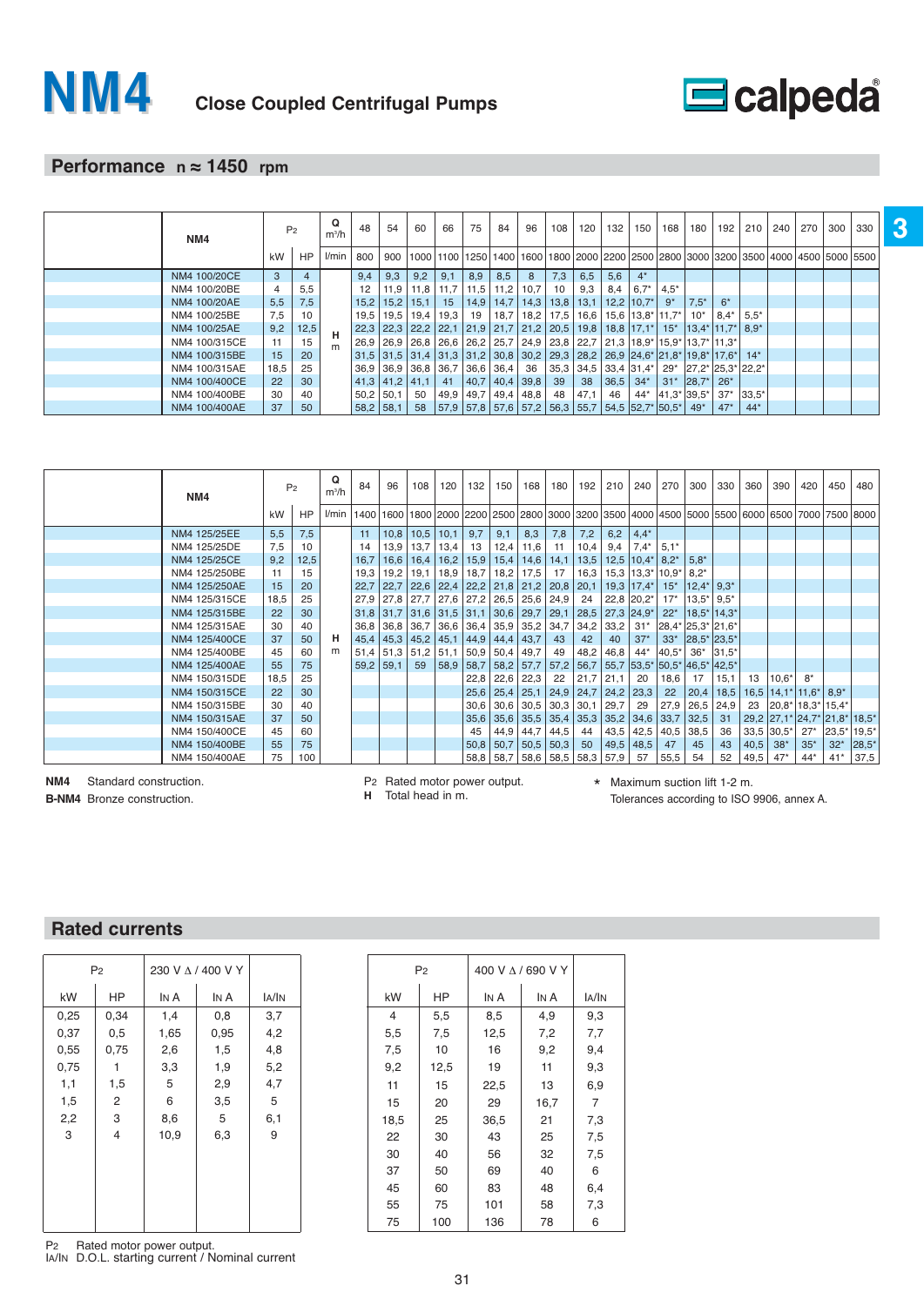# NM4

## Close Coupled Centrifugal Pumps

## Performance n ≈ 1450 rpm

| NM4 | $P_2$ | | Q m³/h | 48 | 54 | 60 | 66 | 75 | 84 | 96 | 108 | 120 | 132 | 150 | 168 | 180 | 192 | 210 | 240 | 270 | 300 | 330 |
|---|---|---|---|---|---|---|---|---|---|---|---|---|---|---|---|---|---|---|---|---|---|---|
| | kW | HP | l/min | 800 | 900 | 1000 | 1100 | 1250 | 1400 | 1600 | 1800 | 2000 | 2200 | 2500 | 2800 | 3000 | 3200 | 3500 | 4000 | 4500 | 5000 | 5500 |
| NM4 100/20CE | 3 | 4 | | 9,4 | 9,3 | 9,2 | 9,1 | 8,9 | 8,5 | 8 | 7,3 | 6,5 | 5,6 | 4* | | | | | | | | |
| NM4 100/20BE | 4 | 5,5 | | 12 | 11,9 | 11,8 | 11,7 | 11,5 | 11,2 | 10,7 | 10 | 9,3 | 8,4 | 6,7* | 4,5* | | | | | | | |
| NM4 100/20AE | 5,5 | 7,5 | | 15,2 | 15,2 | 15,1 | 15 | 14,9 | 14,7 | 14,3 | 13,8 | 13,1 | 12,2 | 10,7* | 9* | 7,5* | 6* | | | | | |
| NM4 100/25BE | 7,5 | 10 | | 19,5 | 19,5 | 19,4 | 19,3 | 19 | 18,7 | 18,2 | 17,5 | 16,6 | 15,6 | 13,8* | 11,7* | 10* | 8,4* | 5,5* | | | | |
| NM4 100/25AE | 9,2 | 12,5 | H m | 22,3 | 22,3 | 22,2 | 22,1 | 21,9 | 21,7 | 21,2 | 20,5 | 19,8 | 18,8 | 17,1* | 15* | 13,4* | 11,7* | 8,9* | | | | |
| NM4 100/315CE | 11 | 15 | | 26,9 | 26,9 | 26,8 | 26,6 | 26,2 | 25,7 | 24,9 | 23,8 | 22,7 | 21,3 | 18,9* | 15,9* | 13,7* | 11,3* | | | | | |
| NM4 100/315BE | 15 | 20 | | 31,5 | 31,5 | 31,4 | 31,3 | 31,2 | 30,8 | 30,2 | 29,3 | 28,2 | 26,9 | 24,6* | 21,8* | 19,8* | 17,6* | 14* | | | | |
| NM4 100/315AE | 18,5 | 25 | | 36,9 | 36,9 | 36,8 | 36,7 | 36,6 | 36,4 | 36 | 35,3 | 34,5 | 33,4 | 31,4* | 29* | 27,2* | 25,3* | 22,2* | | | | |
| NM4 100/400CE | 22 | 30 | | 41,3 | 41,2 | 41,1 | 41 | 40,7 | 40,4 | 39,8 | 39 | 38 | 36,5 | 34* | 31* | 28,7* | 26* | | | | | |
| NM4 100/400BE | 30 | 40 | | 50,2 | 50,1 | 50 | 49,9 | 49,7 | 49,4 | 48,8 | 48 | 47,1 | 46 | 44* | 41,3* | 39,5* | 37* | 33,5* | | | | |
| NM4 100/400AE | 37 | 50 | | 58,2 | 58,1 | 58 | 57,9 | 57,8 | 57,6 | 57,2 | 56,3 | 55,7 | 54,5 | 52,7* | 50,5* | 49* | 47* | 44* | | | | |

| NM4 | $P_2$ | | Q m³/h | 84 | 96 | 108 | 120 | 132 | 150 | 168 | 180 | 192 | 210 | 240 | 270 | 300 | 330 | 360 | 390 | 420 | 450 | 480 |
|---|---|---|---|---|---|---|---|---|---|---|---|---|---|---|---|---|---|---|---|---|---|---|
| | kW | HP | l/min | 1400 | 1600 | 1800 | 2000 | 2200 | 2500 | 2800 | 3000 | 3200 | 3500 | 4000 | 4500 | 5000 | 5500 | 6000 | 6500 | 7000 | 7500 | 8000 |
| NM4 125/25EE | 5,5 | 7,5 | | 11 | 10,8 | 10,5 | 10,1 | 9,7 | 9,1 | 8,3 | 7,8 | 7,2 | 6,2 | 4,4* | | | | | | | | |
| NM4 125/25DE | 7,5 | 10 | | 14 | 13,9 | 13,7 | 13,4 | 13 | 12,4 | 11,6 | 11 | 10,4 | 9,4 | 7,4* | 5,1* | | | | | | | |
| NM4 125/25CE | 9,2 | 12,5 | | 16,7 | 16,6 | 16,4 | 16,2 | 15,9 | 15,4 | 14,6 | 14,1 | 13,5 | 12,5 | 10,4* | 8,2* | 5,8* | | | | | | |
| NM4 125/250BE | 11 | 15 | | 19,3 | 19,2 | 19,1 | 18,9 | 18,7 | 18,2 | 17,5 | 17 | 16,3 | 15,3 | 13,3* | 10,9* | 8,2* | | | | | | |
| NM4 125/250AE | 15 | 20 | | 22,7 | 22,7 | 22,6 | 22,4 | 22,2 | 21,8 | 21,2 | 20,8 | 20,1 | 19,3 | 17,4* | 15* | 12,4* | 9,3* | | | | | |
| NM4 125/315CE | 18,5 | 25 | | 27,9 | 27,8 | 27,7 | 27,6 | 27,2 | 26,5 | 25,6 | 24,9 | 24 | 22,8 | 20,2* | 17* | 13,5* | 9,5* | | | | | |
| NM4 125/315BE | 22 | 30 | | 31,8 | 31,7 | 31,6 | 31,5 | 31,1 | 30,6 | 29,7 | 29,1 | 28,5 | 27,3 | 24,9* | 22* | 18,5* | 14,3* | | | | | |
| NM4 125/315AE | 30 | 40 | | 36,8 | 36,8 | 36,7 | 36,6 | 36,4 | 35,9 | 35,2 | 34,7 | 34,2 | 33,2 | 31* | 28,4* | 25,3* | 21,6* | | | | | |
| NM4 125/400CE | 37 | 50 | H m | 45,4 | 45,3 | 45,2 | 45,1 | 44,9 | 44,4 | 43,7 | 43 | 42 | 40 | 37* | 33* | 28,5* | 23,5* | | | | | |
| NM4 125/400BE | 45 | 60 | | 51,4 | 51,3 | 51,2 | 51,1 | 50,9 | 50,4 | 49,7 | 49 | 48,2 | 46,8 | 44* | 40,5* | 36* | 31,5* | | | | | |
| NM4 125/400AE | 55 | 75 | | 59,2 | 59,1 | 59 | 58,9 | 58,7 | 58,2 | 57,7 | 57,2 | 56,7 | 55,7 | 53,5* | 50,5* | 46,5* | 42,5* | | | | | |
| NM4 150/315DE | 18,5 | 25 | | | | | | 22,8 | 22,6 | 22,3 | 22 | 21,7 | 21,1 | 20 | 18,6 | 17 | 15,1 | 13 | 10,6* | 8* | | |
| NM4 150/315CE | 22 | 30 | | | | | | 25,6 | 25,4 | 25,1 | 24,9 | 24,7 | 24,2 | 23,3 | 22 | 20,4 | 18,5 | 16,5 | 14,1* | 11,6* | 8,9* | |
| NM4 150/315BE | 30 | 40 | | | | | | 30,6 | 30,6 | 30,5 | 30,3 | 30,1 | 29,7 | 29 | 27,9 | 26,5 | 24,9 | 23 | 20,8* | 18,3* | 15,4* | |
| NM4 150/315AE | 37 | 50 | | | | | | 35,6 | 35,6 | 35,5 | 35,4 | 35,3 | 35,2 | 34,6 | 33,7 | 32,5 | 31 | 29,2 | 27,1* | 24,7* | 21,8* | 18,5* |
| NM4 150/400CE | 45 | 60 | | | | | | 45 | 44,9 | 44,7 | 44,5 | 44 | 43,5 | 42,5 | 40,5 | 38,5 | 36 | 33,5 | 30,5* | 27* | 23,5* | 19,5* |
| NM4 150/400BE | 55 | 75 | | | | | | 50,8 | 50,7 | 50,5 | 50,3 | 50 | 49,5 | 48,5 | 47 | 45 | 43 | 40,5 | 38* | 35* | 32* | 28,5* |
| NM4 150/400AE | 75 | 100 | | | | | | 58,8 | 58,7 | 58,6 | 58,5 | 58,3 | 57,9 | 57 | 55,5 | 54 | 52 | 49,5 | 47* | 44* | 41* | 37,5 |

**NM4** Standard construction.
**B-NM4** Bronze construction.

$P_2$ Rated motor power output.
**H** Total head in m.

\* Maximum suction lift 1-2 m.
Tolerances according to ISO 9906, annex A.

## Rated currents

| $P_2$ | | 230 V Δ / 400 V Y | | |
|---|---|---|---|---|
| kW | HP | IN A | IN A | IA/IN |
| 0,25 | 0,34 | 1,4 | 0,8 | 3,7 |
| 0,37 | 0,5 | 1,65 | 0,95 | 4,2 |
| 0,55 | 0,75 | 2,6 | 1,5 | 4,8 |
| 0,75 | 1 | 3,3 | 1,9 | 5,2 |
| 1,1 | 1,5 | 5 | 2,9 | 4,7 |
| 1,5 | 2 | 6 | 3,5 | 5 |
| 2,2 | 3 | 8,6 | 5 | 6,1 |
| 3 | 4 | 10,9 | 6,3 | 9 |

| $P_2$ | | 400 V Δ / 690 V Y | | |
|---|---|---|---|---|
| kW | HP | IN A | IN A | IA/IN |
| 4 | 5,5 | 8,5 | 4,9 | 9,3 |
| 5,5 | 7,5 | 12,5 | 7,2 | 7,7 |
| 7,5 | 10 | 16 | 9,2 | 9,4 |
| 9,2 | 12,5 | 19 | 11 | 9,3 |
| 11 | 15 | 22,5 | 13 | 6,9 |
| 15 | 20 | 29 | 16,7 | 7 |
| 18,5 | 25 | 36,5 | 21 | 7,3 |
| 22 | 30 | 43 | 25 | 7,5 |
| 30 | 40 | 56 | 32 | 7,5 |
| 37 | 50 | 69 | 40 | 6 |
| 45 | 60 | 83 | 48 | 6,4 |
| 55 | 75 | 101 | 58 | 7,3 |
| 75 | 100 | 136 | 78 | 6 |

$P_2$ Rated motor power output.
IA/IN D.O.L. starting current / Nominal current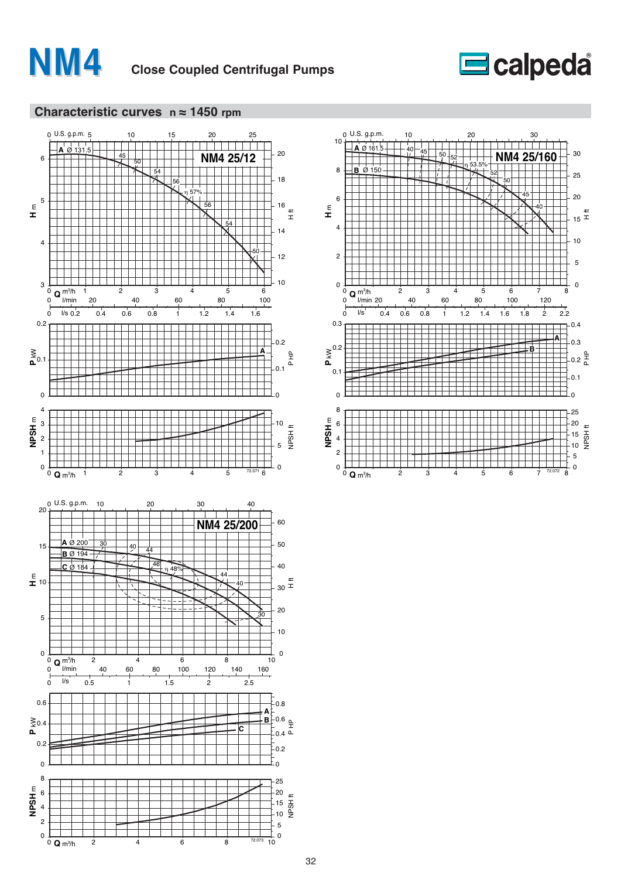# NM4 Close Coupled Centrifugal Pumps

## Characteristic curves n ≈ 1450 rpm

### NM4 25/12

A Ø 131.5

### NM4 25/160

A Ø 161.5
B Ø 150

### NM4 25/200

A Ø 200
B Ø 194
C Ø 184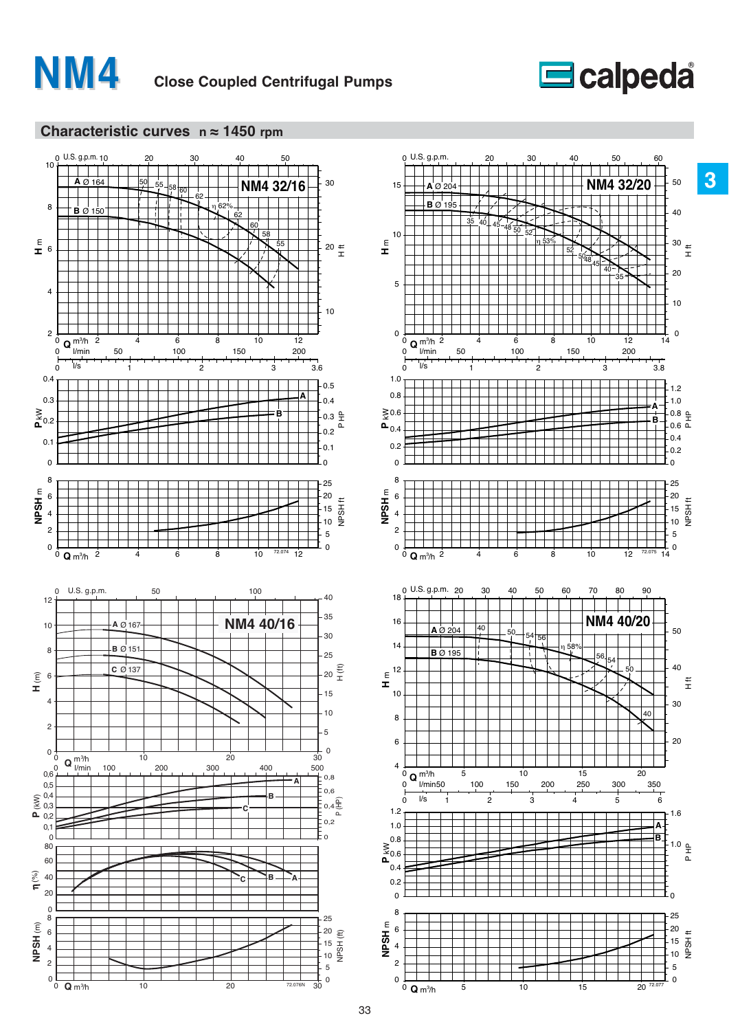# NM4 Close Coupled Centrifugal Pumps

## Characteristic curves n ≈ 1450 rpm

### NM4 32/16

A Ø 164
B Ø 150

72.074

### NM4 32/20

A Ø 204
B Ø 195

72.075

### NM4 40/16

A Ø 167
B Ø 151
C Ø 137

72.076N

### NM4 40/20

A Ø 204
B Ø 195

72.077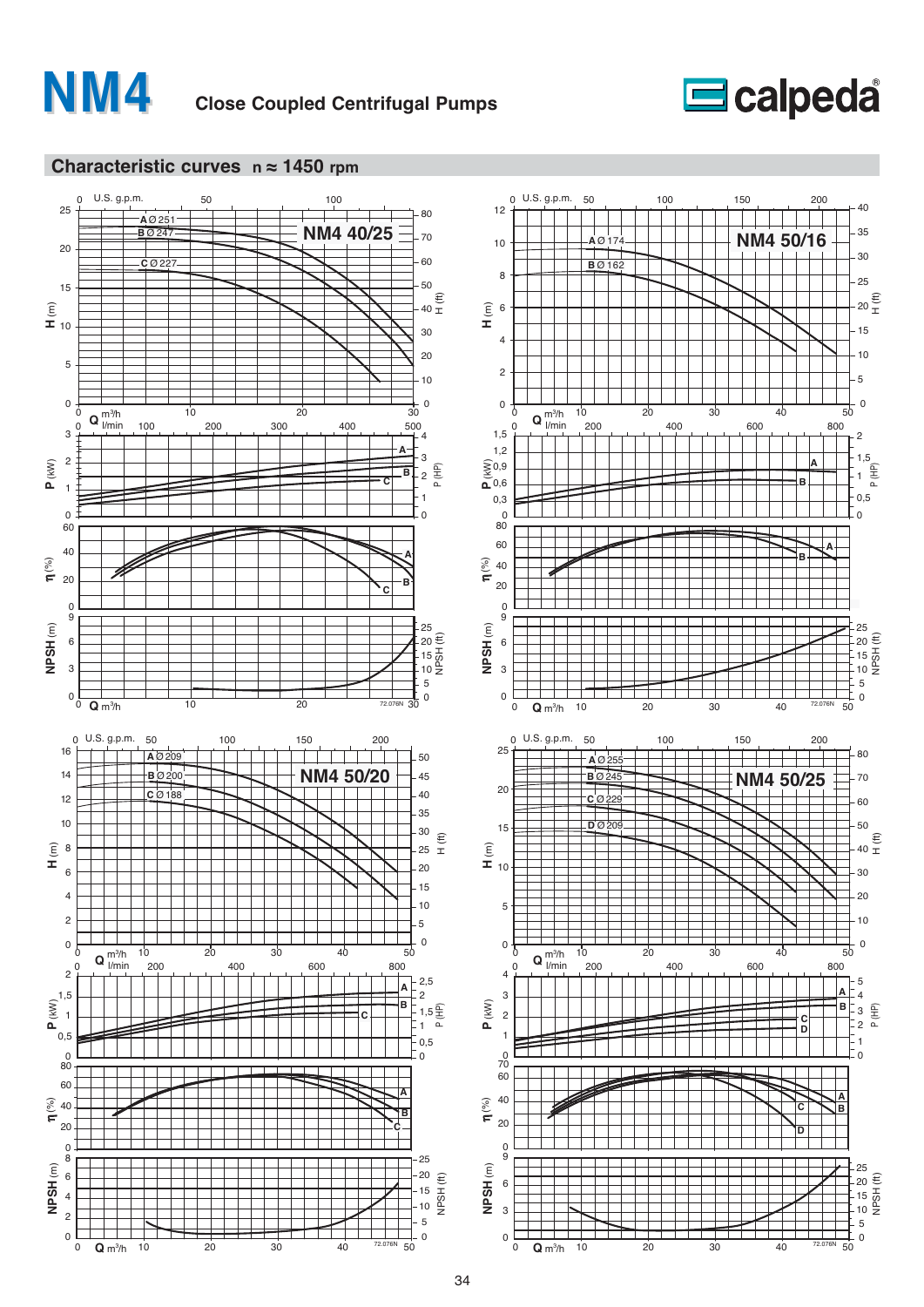# NM4 Close Coupled Centrifugal Pumps

## Characteristic curves n ≈ 1450 rpm

### NM4 40/25

Impeller diameters: A Ø 251, B Ø 247, C Ø 227

### NM4 50/16

Impeller diameters: A Ø 174, B Ø 162

### NM4 50/20

Impeller diameters: A Ø 209, B Ø 200, C Ø 188

### NM4 50/25

Impeller diameters: A Ø 255, B Ø 245, C Ø 229, D Ø 209

72.076N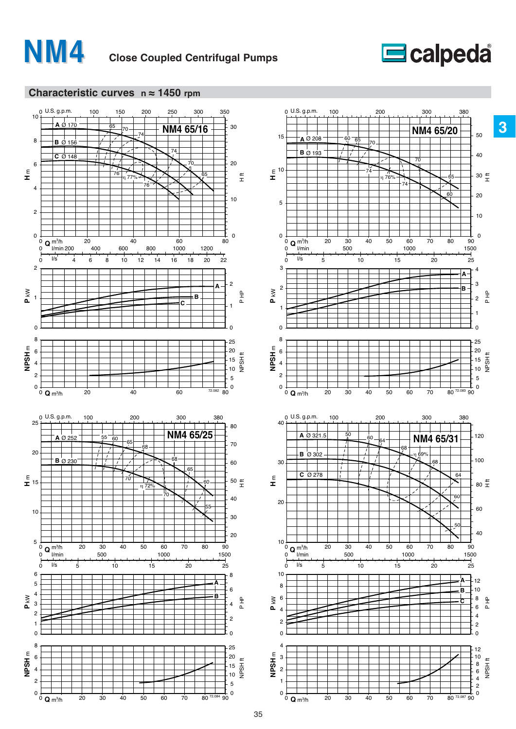# NM4

**Close Coupled Centrifugal Pumps**

## Characteristic curves n ≈ 1450 rpm

### NM4 65/16

A Ø 170
B Ø 156
C Ø 148

H m / H ft — Q m³/h, U.S. g.p.m., l/min, l/s

η 77%

P kW / P HP

NPSH m / NPSH ft

72.082

### NM4 65/20

A Ø 208
B Ø 193

H m / H ft — Q m³/h, U.S. g.p.m., l/min, l/s

η 76%

P kW / P HP

NPSH m / NPSH ft

72.083

### NM4 65/25

A Ø 252
B Ø 230

H m / H ft — Q m³/h, U.S. g.p.m., l/min, l/s

η 72%

P kW / P HP

NPSH m / NPSH ft

72.084

### NM4 65/31

A Ø 321.5
B Ø 302
C Ø 278

H m / H ft — Q m³/h, U.S. g.p.m., l/min, l/s

η 69%

P kW / P HP

NPSH m / NPSH ft

72.087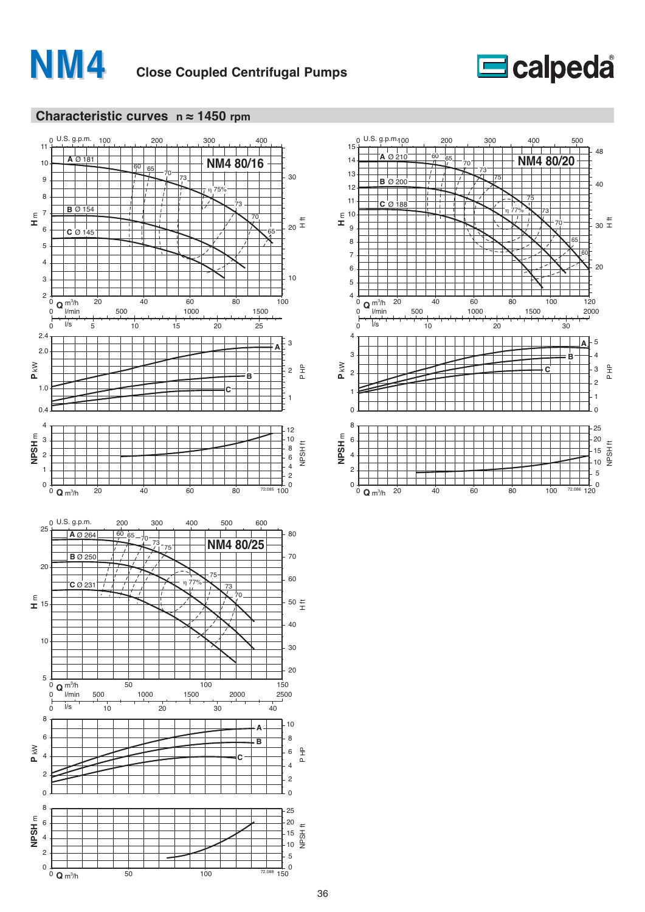# NM4

**Close Coupled Centrifugal Pumps**

## Characteristic curves n ≈ 1450 rpm

### NM4 80/16

A Ø 181

B Ø 154

C Ø 145

### NM4 80/20

A Ø 210

B Ø 200

C Ø 188

### NM4 80/25

A Ø 264

B Ø 250

C Ø 231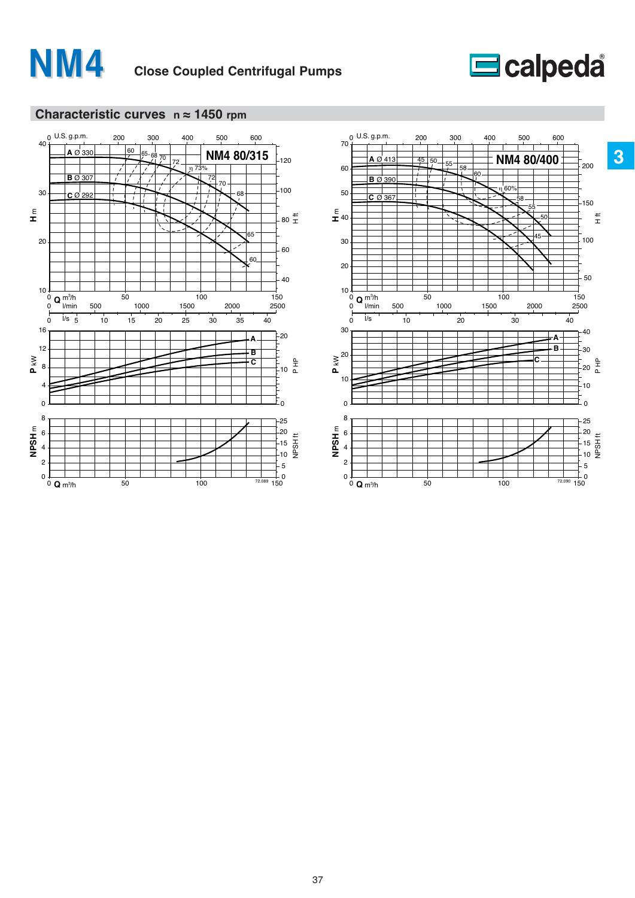# NM4

**Close Coupled Centrifugal Pumps**

## Characteristic curves n ≈ 1450 rpm

### NM4 80/315

- A Ø 330
- B Ø 307
- C Ø 292

### NM4 80/400

- A Ø 413
- B Ø 390
- C Ø 367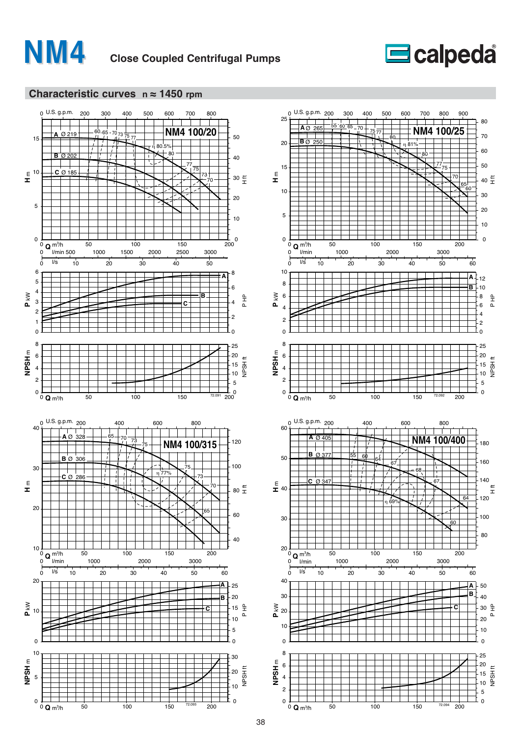# NM4

**Close Coupled Centrifugal Pumps**

## Characteristic curves n ≈ 1450 rpm

### NM4 100/20

Impeller diameters: A Ø 219, B Ø 202, C Ø 185

η 80.5%

72.091

### NM4 100/25

Impeller diameters: A Ø 265, B Ø 250

η 81%

72.092

### NM4 100/315

Impeller diameters: A Ø 328, B Ø 306, C Ø 286

η 77%

72.093

### NM4 100/400

Impeller diameters: A Ø 405, B Ø 377, C Ø 347

η 69%

72.094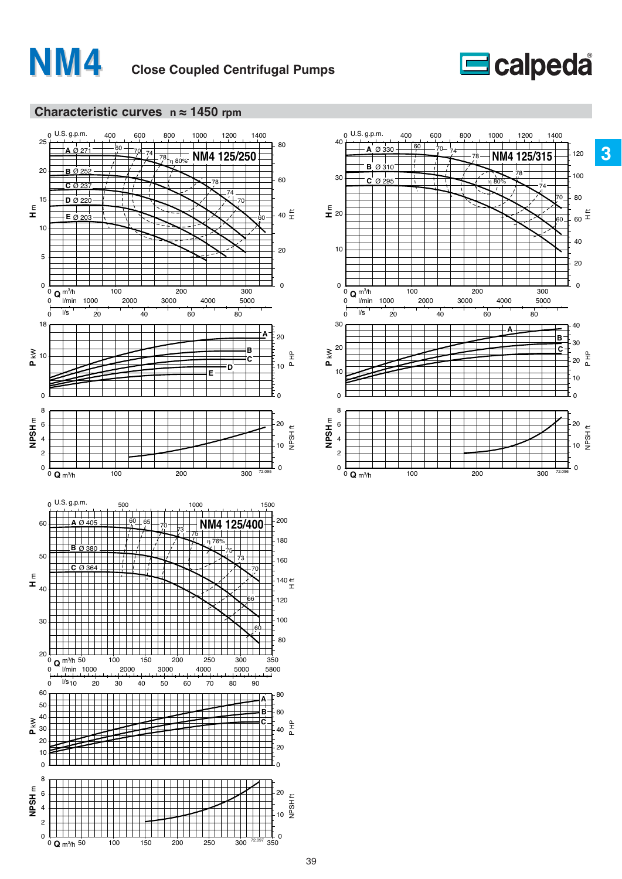# NM4 Close Coupled Centrifugal Pumps

## Characteristic curves n ≈ 1450 rpm

### NM4 125/250

Impeller diameters: A Ø 271, B Ø 252, C Ø 237, D Ø 220, E Ø 203

### NM4 125/315

Impeller diameters: A Ø 330, B Ø 310, C Ø 295

### NM4 125/400

Impeller diameters: A Ø 405, B Ø 380, C Ø 364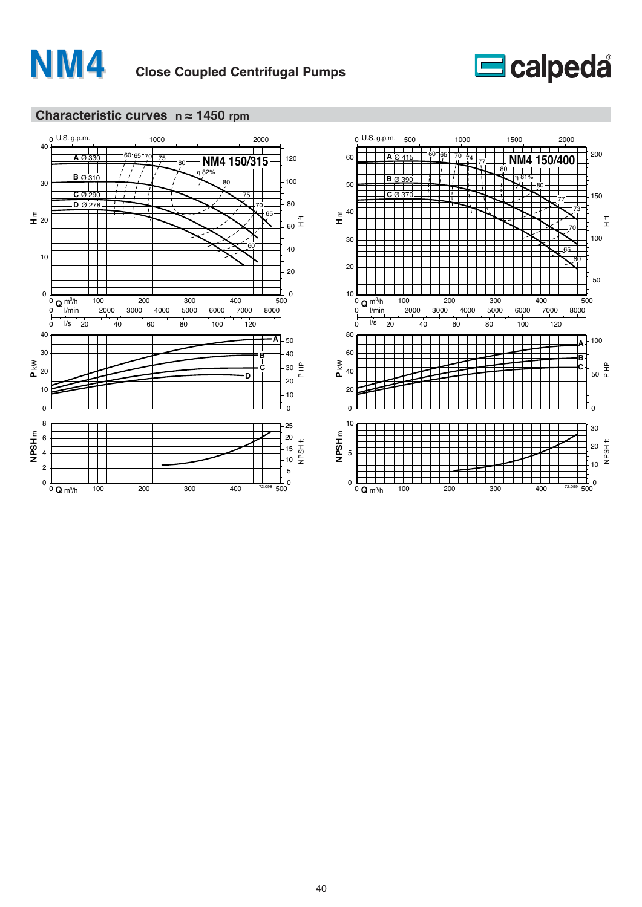# NM4 Close Coupled Centrifugal Pumps

calpeda®

## Characteristic curves n ≈ 1450 rpm

**NM4 150/315**

A Ø 330
B Ø 310
C Ø 290
D Ø 278

**NM4 150/400**

A Ø 415
B Ø 390
C Ø 370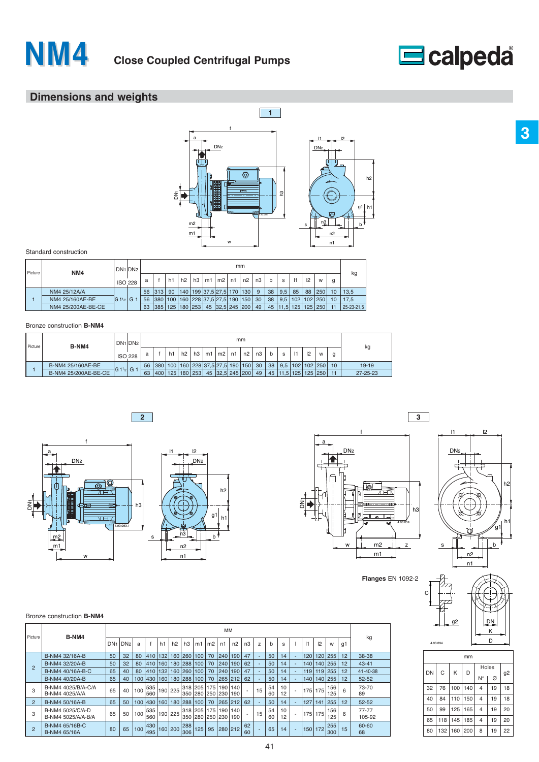# NM4 Close Coupled Centrifugal Pumps

## Dimensions and weights

Standard construction

| Picture | NM4 | DN1 | DN2 | a | f | h1 | h2 | h3 | m1 | m2 | n1 | n2 | n3 | b | s | l1 | l2 | w | g | kg |
|---|---|---|---|---|---|---|---|---|---|---|---|---|---|---|---|---|---|---|---|---|
| | | ISO 228 | | mm | | | | | | | | | | | | | | | | |
| 1 | NM4 25/12A/A | G 1½ | G 1 | 56 | 313 | 90 | 140 | 199 | 37,5 | 27,5 | 170 | 130 | 9 | 38 | 9,5 | 85 | 88 | 250 | 10 | 13,5 |
| | NM4 25/160AE-BE | | | 56 | 380 | 100 | 160 | 228 | 37,5 | 27,5 | 190 | 150 | 30 | 38 | 9,5 | 102 | 102 | 250 | 10 | 17,5 |
| | NM4 25/200AE-BE-CE | | | 63 | 385 | 125 | 180 | 253 | 45 | 32,5 | 245 | 200 | 49 | 45 | 11,5 | 125 | 125 | 250 | 11 | 25-23-21,5 |

Bronze construction **B-NM4**

| Picture | B-NM4 | DN1 | DN2 | a | f | h1 | h2 | h3 | m1 | m2 | n1 | n2 | n3 | b | s | l1 | l2 | w | g | kg |
|---|---|---|---|---|---|---|---|---|---|---|---|---|---|---|---|---|---|---|---|---|
| | | ISO 228 | | mm | | | | | | | | | | | | | | | | |
| 1 | B-NM4 25/160AE-BE | G 1½ | G 1 | 56 | 380 | 100 | 160 | 228 | 37,5 | 27,5 | 190 | 150 | 30 | 38 | 9,5 | 102 | 102 | 250 | 10 | 19-19 |
| | B-NM4 25/200AE-BE-CE | | | 63 | 400 | 125 | 180 | 253 | 45 | 32,5 | 245 | 200 | 49 | 45 | 11,5 | 125 | 125 | 250 | 11 | 27-25-23 |

Bronze construction **B-NM4**

| Picture | B-NM4 | DN1 | DN2 | a | f | h1 | h2 | h3 | m1 | m2 | n1 | n2 | n3 | z | b | s | l | l1 | l2 | w | g1 | kg |
|---|---|---|---|---|---|---|---|---|---|---|---|---|---|---|---|---|---|---|---|---|---|---|
| | | MM | | | | | | | | | | | | | | | | | | | | |
| 2 | B-NM4 32/16A-B | 50 | 32 | 80 | 410 | 132 | 160 | 260 | 100 | 70 | 240 | 190 | 47 | - | 50 | 14 | - | 120 | 120 | 255 | 12 | 38-38 |
| | B-NM4 32/20A-B | 50 | 32 | 80 | 410 | 160 | 180 | 288 | 100 | 70 | 240 | 190 | 62 | - | 50 | 14 | - | 140 | 140 | 255 | 12 | 43-41 |
| | B-NM4 40/16A-B-C | 65 | 40 | 80 | 410 | 132 | 160 | 260 | 100 | 70 | 240 | 190 | 47 | - | 50 | 14 | - | 119 | 119 | 255 | 12 | 41-40-38 |
| | B-NM4 40/20A-B | 65 | 40 | 100 | 430 | 160 | 180 | 288 | 100 | 70 | 265 | 212 | 62 | - | 50 | 14 | - | 140 | 140 | 255 | 12 | 52-52 |
| 3 | B-NM4 4025/B/A-C/A<br>B-NM4 4025/A/A | 65 | 40 | 100 | 535<br>560 | 190 | 225 | 318<br>350 | 205<br>280 | 175<br>250 | 190<br>230 | 140<br>190 | - | 15 | 54<br>60 | 10<br>12 | - | 175 | 175 | 156<br>125 | 6 | 73-70<br>89 |
| 2 | B-NM4 50/16A-B | 65 | 50 | 100 | 430 | 160 | 180 | 288 | 100 | 70 | 265 | 212 | 62 | - | 50 | 14 | - | 127 | 141 | 255 | 12 | 52-52 |
| 3 | B-NM4 5025/C/A-D<br>B-NM4 5025/A/A-B/A | 65 | 50 | 100 | 535<br>560 | 190 | 225 | 318<br>350 | 205<br>280 | 175<br>250 | 190<br>230 | 140<br>190 | - | 15 | 54<br>60 | 10<br>12 | - | 175 | 175 | 156<br>125 | 6 | 77-77<br>105-92 |
| 2 | B-NM4 65/16B-C<br>B-NM4 65/16A | 80 | 65 | 100 | 430<br>495 | 160 | 200 | 288<br>306 | 125 | 95 | 280 | 212 | 62<br>60 | - | 65 | 14 | - | 150 | 172 | 255<br>300 | 15 | 60-60<br>68 |

**Flanges** EN 1092-2

| DN | C | K | D | Holes N° | Holes Ø | g2 |
|---|---|---|---|---|---|---|
| mm | | | | | | |
| 32 | 76 | 100 | 140 | 4 | 19 | 18 |
| 40 | 84 | 110 | 150 | 4 | 19 | 18 |
| 50 | 99 | 125 | 165 | 4 | 19 | 20 |
| 65 | 118 | 145 | 185 | 4 | 19 | 20 |
| 80 | 132 | 160 | 200 | 8 | 19 | 22 |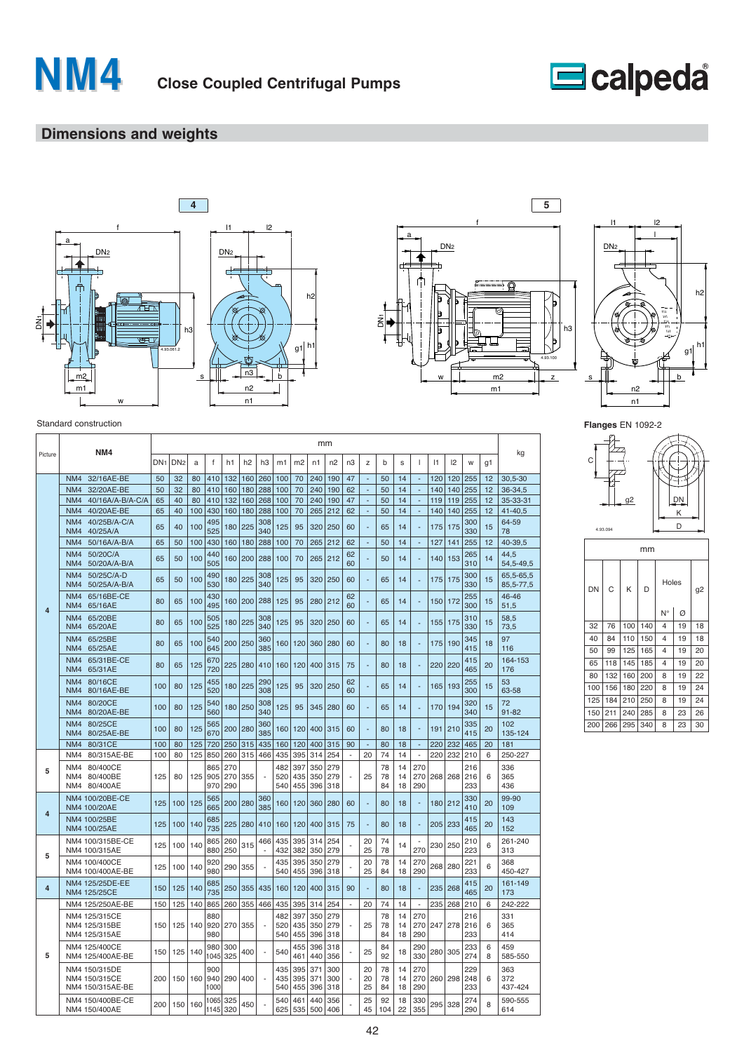# NM4 Close Coupled Centrifugal Pumps

## Dimensions and weights

Standard construction

| Picture | NM4 | DN1 | DN2 | a | f | h1 | h2 | h3 | m1 | m2 | n1 | n2 | n3 | z | b | s | l | l1 | l2 | w | g1 | kg |
|---|---|---|---|---|---|---|---|---|---|---|---|---|---|---|---|---|---|---|---|---|---|---|
| | | mm | | | | | | | | | | | | | | | | | | | | |
| 4 | NM4 32/16AE-BE | 50 | 32 | 80 | 410 | 132 | 160 | 260 | 100 | 70 | 240 | 190 | 47 | - | 50 | 14 | - | 120 | 120 | 255 | 12 | 30,5-30 |
| 4 | NM4 32/20AE-BE | 50 | 32 | 80 | 410 | 160 | 180 | 288 | 100 | 70 | 240 | 190 | 62 | - | 50 | 14 | - | 140 | 140 | 255 | 12 | 36-34,5 |
| 4 | NM4 40/16A/A-B/A-C/A | 65 | 40 | 80 | 410 | 132 | 160 | 268 | 100 | 70 | 240 | 190 | 47 | - | 50 | 14 | - | 119 | 119 | 255 | 12 | 35-33-31 |
| 4 | NM4 40/20AE-BE | 65 | 40 | 100 | 430 | 160 | 180 | 288 | 100 | 70 | 265 | 212 | 62 | - | 50 | 14 | - | 140 | 140 | 255 | 12 | 41-40,5 |
| 4 | NM4 40/25B/A-C/A<br>NM4 40/25A/A | 65 | 40 | 100 | 495<br>525 | 180 | 225 | 308<br>340 | 125 | 95 | 320 | 250 | 60 | - | 65 | 14 | - | 175 | 175 | 300<br>330 | 15 | 64-59<br>78 |
| 4 | NM4 50/16A/A-B/A | 65 | 50 | 100 | 430 | 160 | 180 | 288 | 100 | 70 | 265 | 212 | 62 | - | 50 | 14 | - | 127 | 141 | 255 | 12 | 40-39,5 |
| 4 | NM4 50/20C/A<br>NM4 50/20A/A-B/A | 65 | 50 | 100 | 440<br>505 | 160 | 200 | 288 | 100 | 70 | 265 | 212 | 62<br>60 | - | 50 | 14 | - | 140 | 153 | 265<br>310 | 14 | 44,5<br>54,5-49,5 |
| 4 | NM4 50/25C/A-D<br>NM4 50/25A/A-B/A | 65 | 50 | 100 | 490<br>530 | 180 | 225 | 308<br>340 | 125 | 95 | 320 | 250 | 60 | - | 65 | 14 | - | 175 | 175 | 300<br>330 | 15 | 65,5-65,5<br>85,5-77,5 |
| 4 | NM4 65/16BE-CE<br>NM4 65/16AE | 80 | 65 | 100 | 430<br>495 | 160 | 200 | 288 | 125 | 95 | 280 | 212 | 62<br>60 | - | 65 | 14 | - | 150 | 172 | 255<br>300 | 15 | 46-46<br>51,5 |
| 4 | NM4 65/20BE<br>NM4 65/20AE | 80 | 65 | 100 | 505<br>525 | 180 | 225 | 308<br>340 | 125 | 95 | 320 | 250 | 60 | - | 65 | 14 | - | 155 | 175 | 310<br>330 | 15 | 58,5<br>73,5 |
| 4 | NM4 65/25BE<br>NM4 65/25AE | 80 | 65 | 100 | 540<br>645 | 200 | 250 | 360<br>385 | 160 | 120 | 360 | 280 | 60 | - | 80 | 18 | - | 175 | 190 | 345<br>415 | 18 | 97<br>116 |
| 4 | NM4 65/31BE-CE<br>NM4 65/31AE | 80 | 65 | 125 | 670<br>720 | 225 | 280 | 410 | 160 | 120 | 400 | 315 | 75 | - | 80 | 18 | - | 220 | 220 | 415<br>465 | 20 | 164-153<br>176 |
| 4 | NM4 80/16CE<br>NM4 80/16AE-BE | 100 | 80 | 125 | 455<br>520 | 180 | 225 | 290<br>308 | 125 | 95 | 320 | 250 | 62<br>60 | - | 65 | 14 | - | 165 | 193 | 255<br>300 | 15 | 53<br>63-58 |
| 4 | NM4 80/20CE<br>NM4 80/20AE-BE | 100 | 80 | 125 | 540<br>560 | 180 | 250 | 308<br>340 | 125 | 95 | 345 | 280 | 60 | - | 65 | 14 | - | 170 | 194 | 320<br>340 | 15 | 72<br>91-82 |
| 4 | NM4 80/25CE<br>NM4 80/25AE-BE | 100 | 80 | 125 | 565<br>670 | 200 | 280 | 360<br>385 | 160 | 120 | 400 | 315 | 60 | - | 80 | 18 | - | 191 | 210 | 335<br>415 | 20 | 102<br>135-124 |
| 4 | NM4 80/31CE | 100 | 80 | 125 | 720 | 250 | 315 | 435 | 160 | 120 | 400 | 315 | 90 | - | 80 | 18 | - | 220 | 232 | 465 | 20 | 181 |
| 5 | NM4 80/315AE-BE | 100 | 80 | 125 | 850 | 260 | 315 | 466 | 435 | 395 | 314 | 254 | - | 20 | 74 | 14 | - | 220 | 232 | 210 | 6 | 250-227 |
| 5 | NM4 80/400CE<br>NM4 80/400BE<br>NM4 80/400AE | 125 | 80 | 125 | 865<br>905<br>970 | 270<br>270<br>290 | 355 | - | 482<br>520<br>540 | 397<br>435<br>455 | 350<br>350<br>396 | 279<br>279<br>318 | - | 25 | 78<br>78<br>84 | 14<br>14<br>18 | 270<br>270<br>290 | 268 | 268 | 216<br>216<br>233 | 6 | 336<br>365<br>436 |
| 4 | NM4 100/20BE-CE<br>NM4 100/20AE | 125 | 100 | 125 | 565<br>665 | 200 | 280 | 360<br>385 | 160 | 120 | 360 | 280 | 60 | - | 80 | 18 | - | 180 | 212 | 330<br>410 | 20 | 99-90<br>109 |
| 4 | NM4 100/25BE<br>NM4 100/25AE | 125 | 100 | 140 | 685<br>735 | 225 | 280 | 410 | 160 | 120 | 400 | 315 | 75 | - | 80 | 18 | - | 205 | 233 | 415<br>465 | 20 | 143<br>152 |
| 5 | NM4 100/315BE-CE<br>NM4 100/315AE | 125 | 100 | 140 | 865<br>880 | 260<br>250 | 315 | 466<br>- | 435<br>432 | 395<br>382 | 314<br>350 | 254<br>279 | - | 20<br>25 | 74<br>78 | 14 | -<br>270 | 230 | 250 | 210<br>223 | 6 | 261-240<br>313 |
| 5 | NM4 100/400CE<br>NM4 100/400AE-BE | 125 | 100 | 140 | 920<br>980 | 290 | 355 | - | 435<br>540 | 395<br>455 | 350<br>396 | 279<br>318 | - | 20<br>25 | 78<br>84 | 14<br>18 | 270<br>290 | 268 | 280 | 221<br>233 | 6 | 368<br>450-427 |
| 4 | NM4 125/25DE-EE<br>NM4 125/25CE | 150 | 125 | 140 | 685<br>735 | 250 | 355 | 435 | 160 | 120 | 400 | 315 | 90 | - | 80 | 18 | - | 235 | 268 | 415<br>465 | 20 | 161-149<br>173 |
| 5 | NM4 125/250AE-BE | 150 | 125 | 140 | 865 | 260 | 355 | 466 | 435 | 395 | 314 | 254 | - | 20 | 74 | 14 | - | 235 | 268 | 210 | 6 | 242-222 |
| 5 | NM4 125/315CE<br>NM4 125/315BE<br>NM4 125/315AE | 150 | 125 | 140 | 880<br>920<br>980 | 270 | 355 | - | 482<br>520<br>540 | 397<br>435<br>455 | 350<br>350<br>396 | 279<br>279<br>318 | - | 25 | 78<br>78<br>84 | 14<br>14<br>18 | 270<br>270<br>290 | 247 | 278 | 216<br>216<br>233 | 6 | 331<br>365<br>414 |
| 5 | NM4 125/400CE<br>NM4 125/400AE-BE | 150 | 125 | 140 | 980<br>1045 | 300<br>325 | 400 | - | 540 | 455<br>461 | 396<br>440 | 318<br>356 | - | 25 | 84<br>92 | 18 | 290<br>330 | 280 | 305 | 233<br>274 | 6<br>8 | 459<br>585-550 |
| 5 | NM4 150/315DE<br>NM4 150/315CE<br>NM4 150/315AE-BE | 200 | 150 | 160 | 900<br>940<br>1000 | 290 | 400 | - | 435<br>435<br>540 | 395<br>395<br>455 | 371<br>371<br>396 | 300<br>300<br>318 | - | 20<br>20<br>25 | 78<br>78<br>84 | 14<br>14<br>18 | 270<br>270<br>290 | 260 | 298 | 229<br>248<br>233 | 6 | 363<br>372<br>437-424 |
| 5 | NM4 150/400BE-CE<br>NM4 150/400AE | 200 | 150 | 160 | 1065<br>1145 | 325<br>320 | 450 | - | 540<br>625 | 461<br>535 | 440<br>500 | 356<br>406 | - | 25<br>45 | 92<br>104 | 18<br>22 | 330<br>355 | 295 | 328 | 274<br>290 | 8 | 590-555<br>614 |

**Flanges** EN 1092-2

| DN | C | K | D | Holes N° | Holes Ø | g2 |
|---|---|---|---|---|---|---|
| | mm | | | | | |
| 32 | 76 | 100 | 140 | 4 | 19 | 18 |
| 40 | 84 | 110 | 150 | 4 | 19 | 18 |
| 50 | 99 | 125 | 165 | 4 | 19 | 20 |
| 65 | 118 | 145 | 185 | 4 | 19 | 20 |
| 80 | 132 | 160 | 200 | 8 | 19 | 22 |
| 100 | 156 | 180 | 220 | 8 | 19 | 24 |
| 125 | 184 | 210 | 250 | 8 | 19 | 24 |
| 150 | 211 | 240 | 285 | 8 | 23 | 26 |
| 200 | 266 | 295 | 340 | 8 | 23 | 30 |